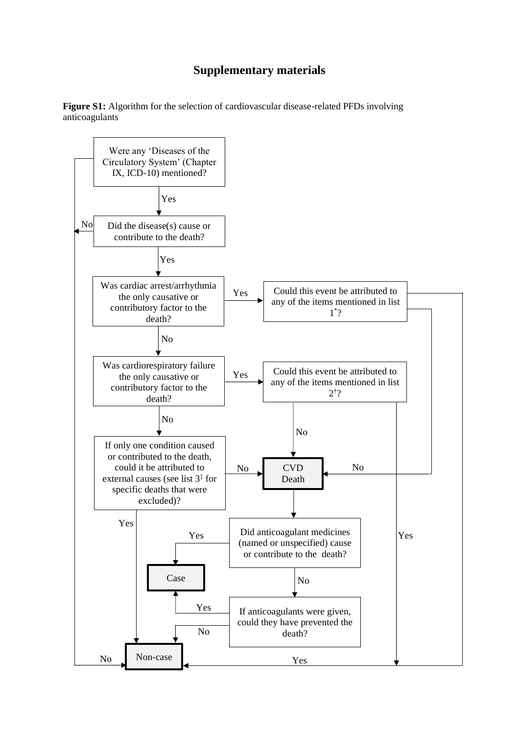# Supplementary materials

**Figure S1:** Algorithm for the selection of cardiovascular disease-related PFDs involving anticoagulants

Were any 'Diseases of the Circulatory System' (Chapter IX, ICD-10) mentioned?

Yes

No

Did the disease(s) cause or contribute to the death?

Yes

Was cardiac arrest/arrhythmia the only causative or contributory factor to the death?

Yes

Could this event be attributed to any of the items mentioned in list 1*?

No

Was cardiorespiratory failure the only causative or contributory factor to the death?

Yes

Could this event be attributed to any of the items mentioned in list 2†?

No

No

If only one condition caused or contributed to the death, could it be attributed to external causes (see list 3‡ for specific deaths that were excluded)?

No

CVD Death

No

Yes

Did anticoagulant medicines (named or unspecified) cause or contribute to the death?

Yes

Yes

Case

No

Yes

If anticoagulants were given, could they have prevented the death?

No

No

Non-case

Yes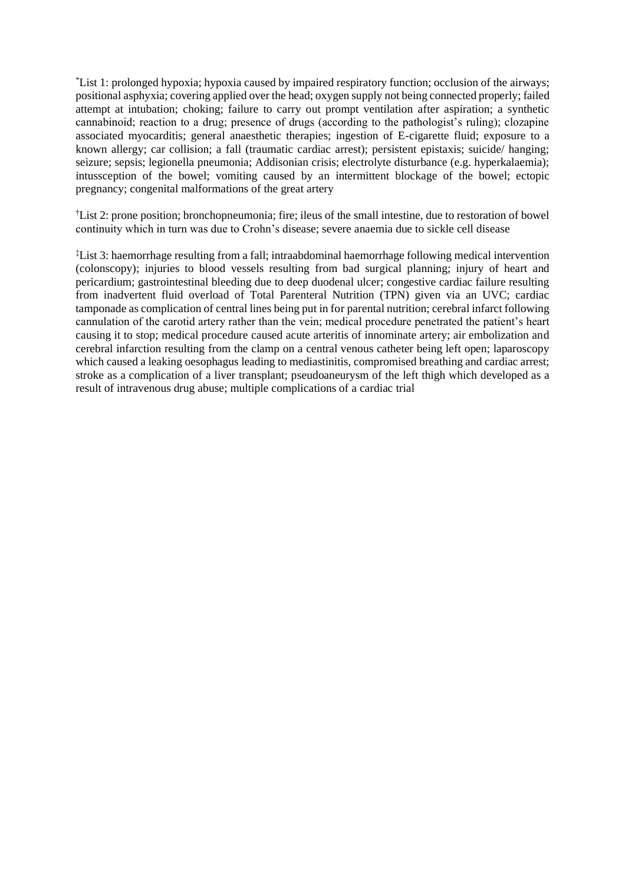*List 1: prolonged hypoxia; hypoxia caused by impaired respiratory function; occlusion of the airways; positional asphyxia; covering applied over the head; oxygen supply not being connected properly; failed attempt at intubation; choking; failure to carry out prompt ventilation after aspiration; a synthetic cannabinoid; reaction to a drug; presence of drugs (according to the pathologist's ruling); clozapine associated myocarditis; general anaesthetic therapies; ingestion of E-cigarette fluid; exposure to a known allergy; car collision; a fall (traumatic cardiac arrest); persistent epistaxis; suicide/ hanging; seizure; sepsis; legionella pneumonia; Addisonian crisis; electrolyte disturbance (e.g. hyperkalaemia); intussception of the bowel; vomiting caused by an intermittent blockage of the bowel; ectopic pregnancy; congenital malformations of the great artery

†List 2: prone position; bronchopneumonia; fire; ileus of the small intestine, due to restoration of bowel continuity which in turn was due to Crohn's disease; severe anaemia due to sickle cell disease

‡List 3: haemorrhage resulting from a fall; intraabdominal haemorrhage following medical intervention (colonscopy); injuries to blood vessels resulting from bad surgical planning; injury of heart and pericardium; gastrointestinal bleeding due to deep duodenal ulcer; congestive cardiac failure resulting from inadvertent fluid overload of Total Parenteral Nutrition (TPN) given via an UVC; cardiac tamponade as complication of central lines being put in for parental nutrition; cerebral infarct following cannulation of the carotid artery rather than the vein; medical procedure penetrated the patient's heart causing it to stop; medical procedure caused acute arteritis of innominate artery; air embolization and cerebral infarction resulting from the clamp on a central venous catheter being left open; laparoscopy which caused a leaking oesophagus leading to mediastinitis, compromised breathing and cardiac arrest; stroke as a complication of a liver transplant; pseudoaneurysm of the left thigh which developed as a result of intravenous drug abuse; multiple complications of a cardiac trial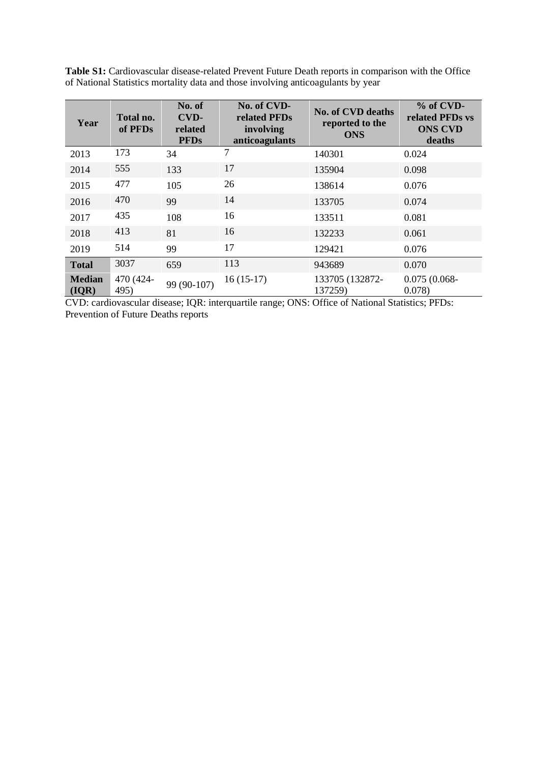**Table S1:** Cardiovascular disease-related Prevent Future Death reports in comparison with the Office of National Statistics mortality data and those involving anticoagulants by year

| Year | Total no. of PFDs | No. of CVD-related PFDs | No. of CVD-related PFDs involving anticoagulants | No. of CVD deaths reported to the ONS | % of CVD-related PFDs vs ONS CVD deaths |
|---|---|---|---|---|---|
| 2013 | 173 | 34 | 7 | 140301 | 0.024 |
| 2014 | 555 | 133 | 17 | 135904 | 0.098 |
| 2015 | 477 | 105 | 26 | 138614 | 0.076 |
| 2016 | 470 | 99 | 14 | 133705 | 0.074 |
| 2017 | 435 | 108 | 16 | 133511 | 0.081 |
| 2018 | 413 | 81 | 16 | 132233 | 0.061 |
| 2019 | 514 | 99 | 17 | 129421 | 0.076 |
| **Total** | 3037 | 659 | 113 | 943689 | 0.070 |
| **Median (IQR)** | 470 (424-495) | 99 (90-107) | 16 (15-17) | 133705 (132872-137259) | 0.075 (0.068-0.078) |

CVD: cardiovascular disease; IQR: interquartile range; ONS: Office of National Statistics; PFDs: Prevention of Future Deaths reports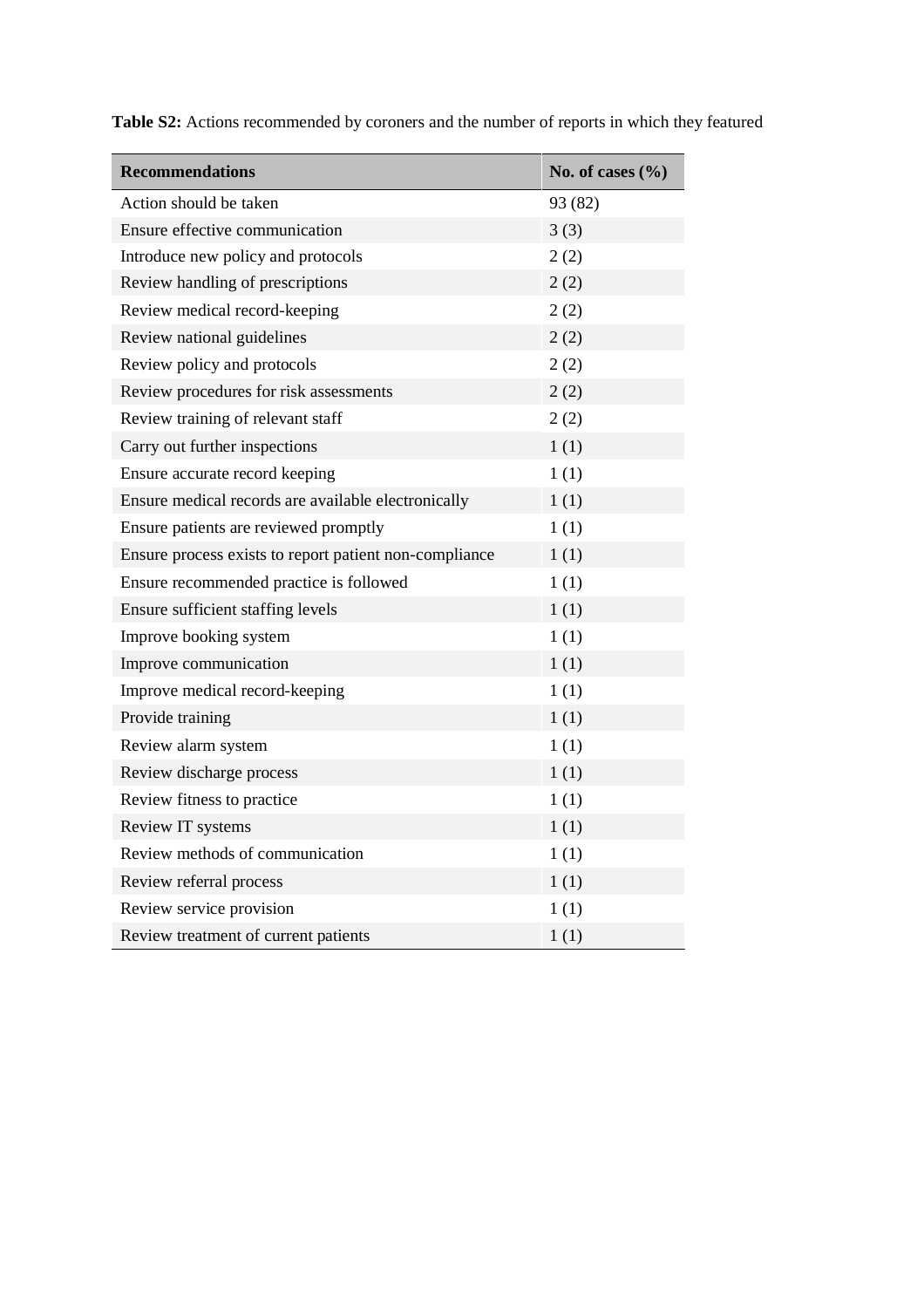**Table S2:** Actions recommended by coroners and the number of reports in which they featured

| **Recommendations** | **No. of cases (%)** |
|---|---|
| Action should be taken | 93 (82) |
| Ensure effective communication | 3 (3) |
| Introduce new policy and protocols | 2 (2) |
| Review handling of prescriptions | 2 (2) |
| Review medical record-keeping | 2 (2) |
| Review national guidelines | 2 (2) |
| Review policy and protocols | 2 (2) |
| Review procedures for risk assessments | 2 (2) |
| Review training of relevant staff | 2 (2) |
| Carry out further inspections | 1 (1) |
| Ensure accurate record keeping | 1 (1) |
| Ensure medical records are available electronically | 1 (1) |
| Ensure patients are reviewed promptly | 1 (1) |
| Ensure process exists to report patient non-compliance | 1 (1) |
| Ensure recommended practice is followed | 1 (1) |
| Ensure sufficient staffing levels | 1 (1) |
| Improve booking system | 1 (1) |
| Improve communication | 1 (1) |
| Improve medical record-keeping | 1 (1) |
| Provide training | 1 (1) |
| Review alarm system | 1 (1) |
| Review discharge process | 1 (1) |
| Review fitness to practice | 1 (1) |
| Review IT systems | 1 (1) |
| Review methods of communication | 1 (1) |
| Review referral process | 1 (1) |
| Review service provision | 1 (1) |
| Review treatment of current patients | 1 (1) |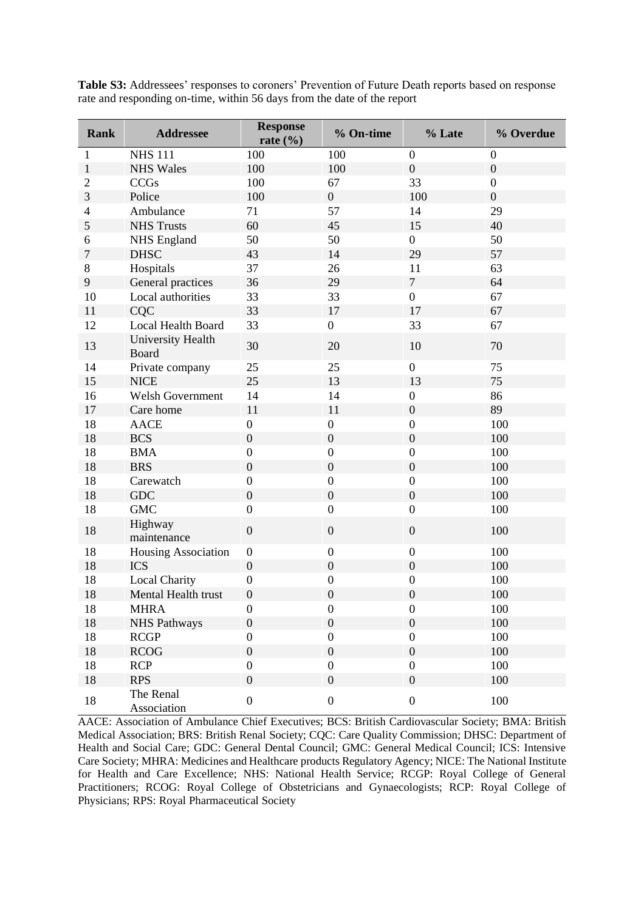**Table S3:** Addressees' responses to coroners' Prevention of Future Death reports based on response rate and responding on-time, within 56 days from the date of the report

| Rank | Addressee | Response rate (%) | % On-time | % Late | % Overdue |
|---|---|---|---|---|---|
| 1 | NHS 111 | 100 | 100 | 0 | 0 |
| 1 | NHS Wales | 100 | 100 | 0 | 0 |
| 2 | CCGs | 100 | 67 | 33 | 0 |
| 3 | Police | 100 | 0 | 100 | 0 |
| 4 | Ambulance | 71 | 57 | 14 | 29 |
| 5 | NHS Trusts | 60 | 45 | 15 | 40 |
| 6 | NHS England | 50 | 50 | 0 | 50 |
| 7 | DHSC | 43 | 14 | 29 | 57 |
| 8 | Hospitals | 37 | 26 | 11 | 63 |
| 9 | General practices | 36 | 29 | 7 | 64 |
| 10 | Local authorities | 33 | 33 | 0 | 67 |
| 11 | CQC | 33 | 17 | 17 | 67 |
| 12 | Local Health Board | 33 | 0 | 33 | 67 |
| 13 | University Health Board | 30 | 20 | 10 | 70 |
| 14 | Private company | 25 | 25 | 0 | 75 |
| 15 | NICE | 25 | 13 | 13 | 75 |
| 16 | Welsh Government | 14 | 14 | 0 | 86 |
| 17 | Care home | 11 | 11 | 0 | 89 |
| 18 | AACE | 0 | 0 | 0 | 100 |
| 18 | BCS | 0 | 0 | 0 | 100 |
| 18 | BMA | 0 | 0 | 0 | 100 |
| 18 | BRS | 0 | 0 | 0 | 100 |
| 18 | Carewatch | 0 | 0 | 0 | 100 |
| 18 | GDC | 0 | 0 | 0 | 100 |
| 18 | GMC | 0 | 0 | 0 | 100 |
| 18 | Highway maintenance | 0 | 0 | 0 | 100 |
| 18 | Housing Association | 0 | 0 | 0 | 100 |
| 18 | ICS | 0 | 0 | 0 | 100 |
| 18 | Local Charity | 0 | 0 | 0 | 100 |
| 18 | Mental Health trust | 0 | 0 | 0 | 100 |
| 18 | MHRA | 0 | 0 | 0 | 100 |
| 18 | NHS Pathways | 0 | 0 | 0 | 100 |
| 18 | RCGP | 0 | 0 | 0 | 100 |
| 18 | RCOG | 0 | 0 | 0 | 100 |
| 18 | RCP | 0 | 0 | 0 | 100 |
| 18 | RPS | 0 | 0 | 0 | 100 |
| 18 | The Renal Association | 0 | 0 | 0 | 100 |

AACE: Association of Ambulance Chief Executives; BCS: British Cardiovascular Society; BMA: British Medical Association; BRS: British Renal Society; CQC: Care Quality Commission; DHSC: Department of Health and Social Care; GDC: General Dental Council; GMC: General Medical Council; ICS: Intensive Care Society; MHRA: Medicines and Healthcare products Regulatory Agency; NICE: The National Institute for Health and Care Excellence; NHS: National Health Service; RCGP: Royal College of General Practitioners; RCOG: Royal College of Obstetricians and Gynaecologists; RCP: Royal College of Physicians; RPS: Royal Pharmaceutical Society